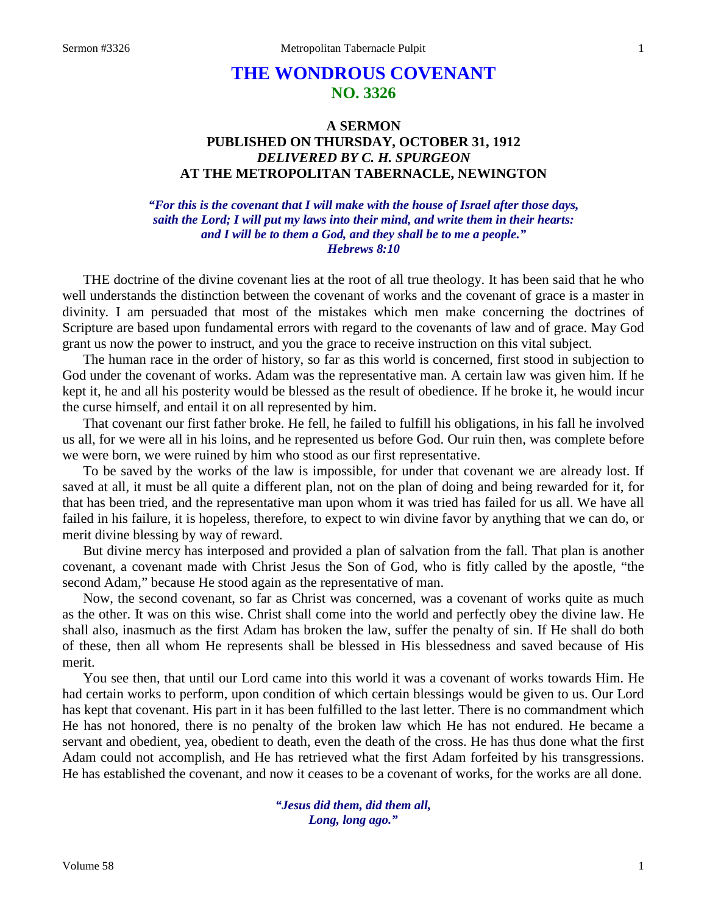# THE WONDROUS COVENANT
## NO. 3326

### A SERMON
### PUBLISHED ON THURSDAY, OCTOBER 31, 1912
### *DELIVERED BY C. H. SPURGEON*
### AT THE METROPOLITAN TABERNACLE, NEWINGTON

***"For this is the covenant that I will make with the house of Israel after those days, saith the Lord; I will put my laws into their mind, and write them in their hearts: and I will be to them a God, and they shall be to me a people."***
***Hebrews 8:10***

THE doctrine of the divine covenant lies at the root of all true theology. It has been said that he who well understands the distinction between the covenant of works and the covenant of grace is a master in divinity. I am persuaded that most of the mistakes which men make concerning the doctrines of Scripture are based upon fundamental errors with regard to the covenants of law and of grace. May God grant us now the power to instruct, and you the grace to receive instruction on this vital subject.

The human race in the order of history, so far as this world is concerned, first stood in subjection to God under the covenant of works. Adam was the representative man. A certain law was given him. If he kept it, he and all his posterity would be blessed as the result of obedience. If he broke it, he would incur the curse himself, and entail it on all represented by him.

That covenant our first father broke. He fell, he failed to fulfill his obligations, in his fall he involved us all, for we were all in his loins, and he represented us before God. Our ruin then, was complete before we were born, we were ruined by him who stood as our first representative.

To be saved by the works of the law is impossible, for under that covenant we are already lost. If saved at all, it must be all quite a different plan, not on the plan of doing and being rewarded for it, for that has been tried, and the representative man upon whom it was tried has failed for us all. We have all failed in his failure, it is hopeless, therefore, to expect to win divine favor by anything that we can do, or merit divine blessing by way of reward.

But divine mercy has interposed and provided a plan of salvation from the fall. That plan is another covenant, a covenant made with Christ Jesus the Son of God, who is fitly called by the apostle, "the second Adam," because He stood again as the representative of man.

Now, the second covenant, so far as Christ was concerned, was a covenant of works quite as much as the other. It was on this wise. Christ shall come into the world and perfectly obey the divine law. He shall also, inasmuch as the first Adam has broken the law, suffer the penalty of sin. If He shall do both of these, then all whom He represents shall be blessed in His blessedness and saved because of His merit.

You see then, that until our Lord came into this world it was a covenant of works towards Him. He had certain works to perform, upon condition of which certain blessings would be given to us. Our Lord has kept that covenant. His part in it has been fulfilled to the last letter. There is no commandment which He has not honored, there is no penalty of the broken law which He has not endured. He became a servant and obedient, yea, obedient to death, even the death of the cross. He has thus done what the first Adam could not accomplish, and He has retrieved what the first Adam forfeited by his transgressions. He has established the covenant, and now it ceases to be a covenant of works, for the works are all done.

> ***"Jesus did them, did them all,***
> ***Long, long ago."***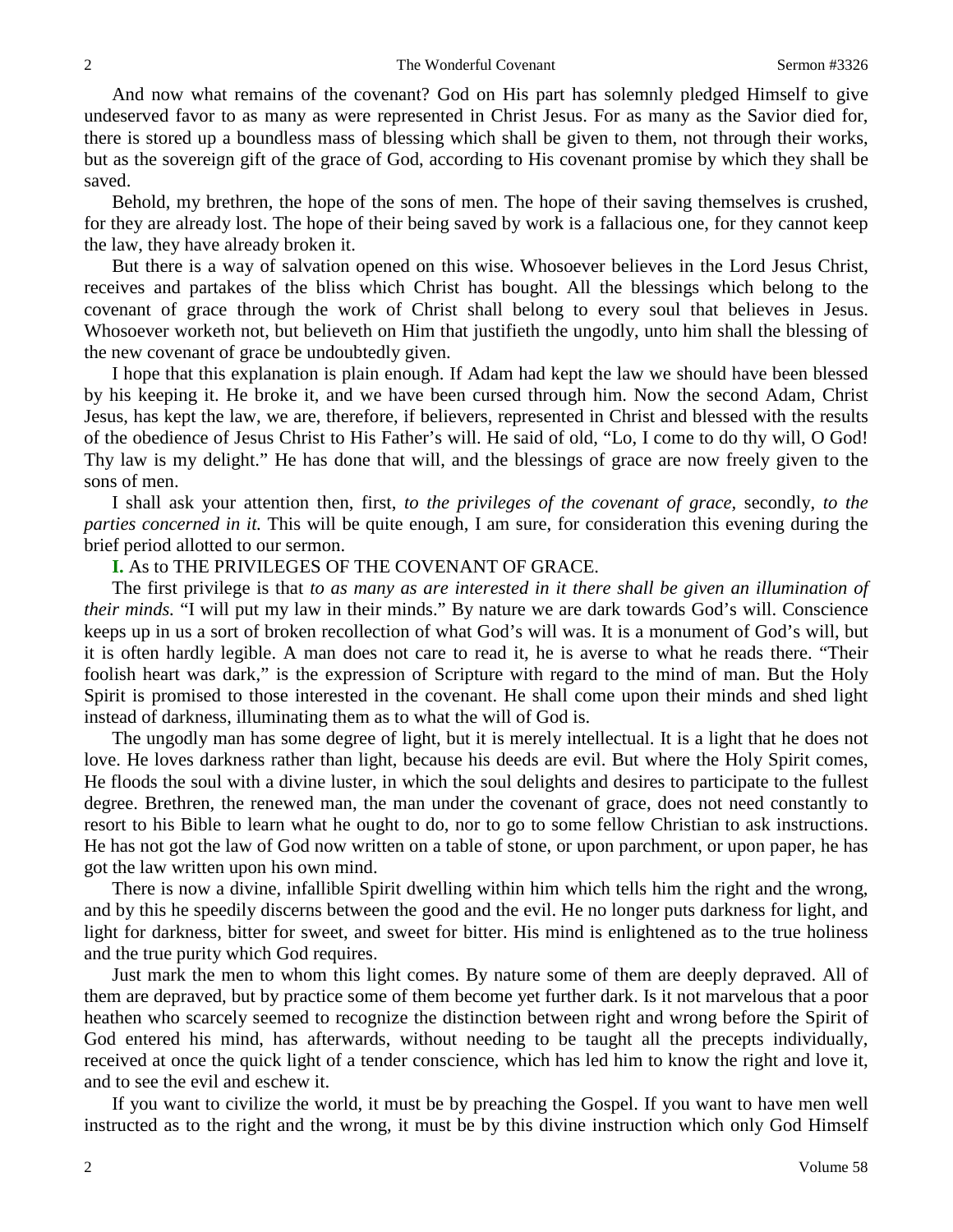And now what remains of the covenant? God on His part has solemnly pledged Himself to give undeserved favor to as many as were represented in Christ Jesus. For as many as the Savior died for, there is stored up a boundless mass of blessing which shall be given to them, not through their works, but as the sovereign gift of the grace of God, according to His covenant promise by which they shall be saved.

Behold, my brethren, the hope of the sons of men. The hope of their saving themselves is crushed, for they are already lost. The hope of their being saved by work is a fallacious one, for they cannot keep the law, they have already broken it.

But there is a way of salvation opened on this wise. Whosoever believes in the Lord Jesus Christ, receives and partakes of the bliss which Christ has bought. All the blessings which belong to the covenant of grace through the work of Christ shall belong to every soul that believes in Jesus. Whosoever worketh not, but believeth on Him that justifieth the ungodly, unto him shall the blessing of the new covenant of grace be undoubtedly given.

I hope that this explanation is plain enough. If Adam had kept the law we should have been blessed by his keeping it. He broke it, and we have been cursed through him. Now the second Adam, Christ Jesus, has kept the law, we are, therefore, if believers, represented in Christ and blessed with the results of the obedience of Jesus Christ to His Father's will. He said of old, "Lo, I come to do thy will, O God! Thy law is my delight." He has done that will, and the blessings of grace are now freely given to the sons of men.

I shall ask your attention then, first, *to the privileges of the covenant of grace,* secondly, *to the parties concerned in it.* This will be quite enough, I am sure, for consideration this evening during the brief period allotted to our sermon.

**I.** As to THE PRIVILEGES OF THE COVENANT OF GRACE.

The first privilege is that *to as many as are interested in it there shall be given an illumination of their minds.* "I will put my law in their minds." By nature we are dark towards God's will. Conscience keeps up in us a sort of broken recollection of what God's will was. It is a monument of God's will, but it is often hardly legible. A man does not care to read it, he is averse to what he reads there. "Their foolish heart was dark," is the expression of Scripture with regard to the mind of man. But the Holy Spirit is promised to those interested in the covenant. He shall come upon their minds and shed light instead of darkness, illuminating them as to what the will of God is.

The ungodly man has some degree of light, but it is merely intellectual. It is a light that he does not love. He loves darkness rather than light, because his deeds are evil. But where the Holy Spirit comes, He floods the soul with a divine luster, in which the soul delights and desires to participate to the fullest degree. Brethren, the renewed man, the man under the covenant of grace, does not need constantly to resort to his Bible to learn what he ought to do, nor to go to some fellow Christian to ask instructions. He has not got the law of God now written on a table of stone, or upon parchment, or upon paper, he has got the law written upon his own mind.

There is now a divine, infallible Spirit dwelling within him which tells him the right and the wrong, and by this he speedily discerns between the good and the evil. He no longer puts darkness for light, and light for darkness, bitter for sweet, and sweet for bitter. His mind is enlightened as to the true holiness and the true purity which God requires.

Just mark the men to whom this light comes. By nature some of them are deeply depraved. All of them are depraved, but by practice some of them become yet further dark. Is it not marvelous that a poor heathen who scarcely seemed to recognize the distinction between right and wrong before the Spirit of God entered his mind, has afterwards, without needing to be taught all the precepts individually, received at once the quick light of a tender conscience, which has led him to know the right and love it, and to see the evil and eschew it.

If you want to civilize the world, it must be by preaching the Gospel. If you want to have men well instructed as to the right and the wrong, it must be by this divine instruction which only God Himself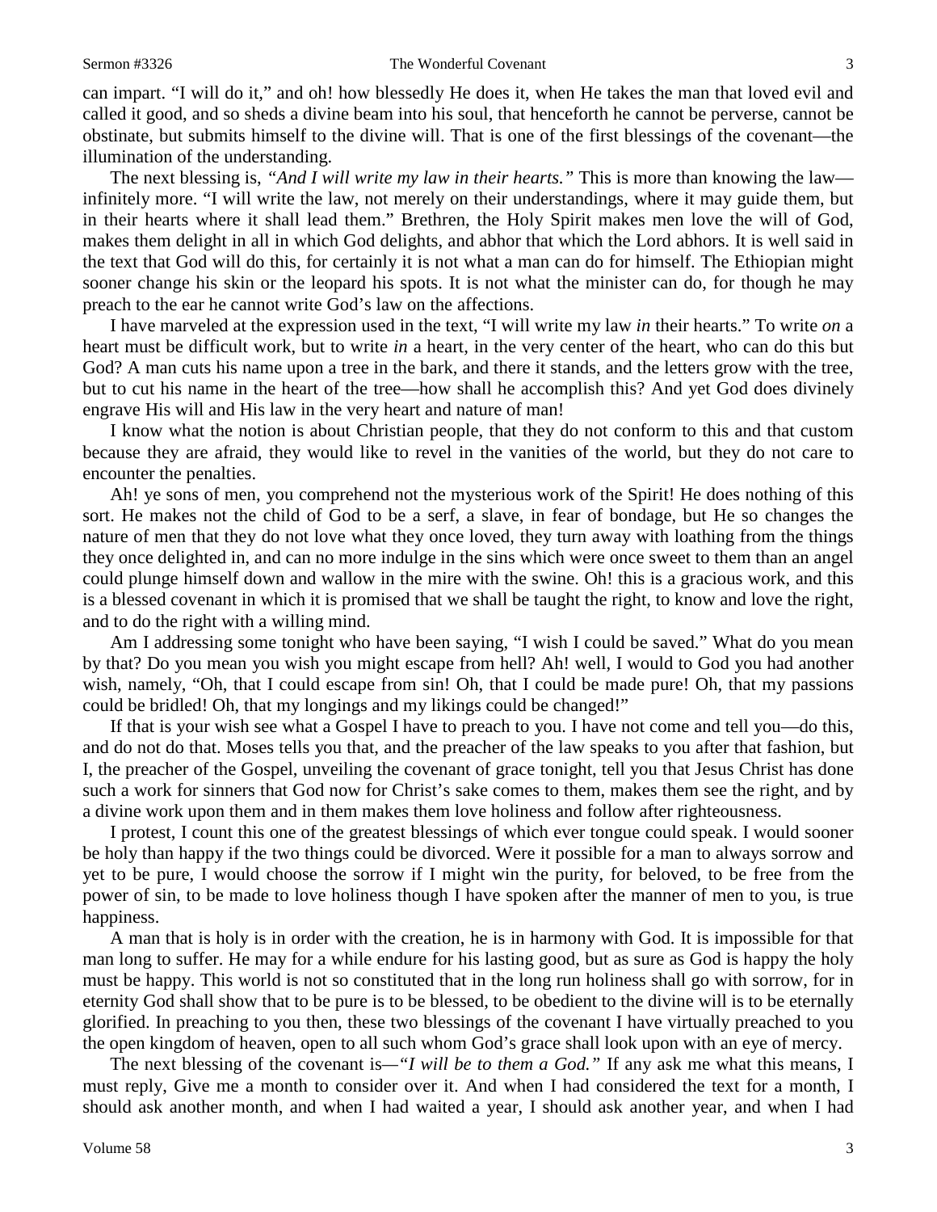can impart. "I will do it," and oh! how blessedly He does it, when He takes the man that loved evil and called it good, and so sheds a divine beam into his soul, that henceforth he cannot be perverse, cannot be obstinate, but submits himself to the divine will. That is one of the first blessings of the covenant—the illumination of the understanding.

The next blessing is, *"And I will write my law in their hearts."* This is more than knowing the law—infinitely more. "I will write the law, not merely on their understandings, where it may guide them, but in their hearts where it shall lead them." Brethren, the Holy Spirit makes men love the will of God, makes them delight in all in which God delights, and abhor that which the Lord abhors. It is well said in the text that God will do this, for certainly it is not what a man can do for himself. The Ethiopian might sooner change his skin or the leopard his spots. It is not what the minister can do, for though he may preach to the ear he cannot write God's law on the affections.

I have marveled at the expression used in the text, "I will write my law *in* their hearts." To write *on* a heart must be difficult work, but to write *in* a heart, in the very center of the heart, who can do this but God? A man cuts his name upon a tree in the bark, and there it stands, and the letters grow with the tree, but to cut his name in the heart of the tree—how shall he accomplish this? And yet God does divinely engrave His will and His law in the very heart and nature of man!

I know what the notion is about Christian people, that they do not conform to this and that custom because they are afraid, they would like to revel in the vanities of the world, but they do not care to encounter the penalties.

Ah! ye sons of men, you comprehend not the mysterious work of the Spirit! He does nothing of this sort. He makes not the child of God to be a serf, a slave, in fear of bondage, but He so changes the nature of men that they do not love what they once loved, they turn away with loathing from the things they once delighted in, and can no more indulge in the sins which were once sweet to them than an angel could plunge himself down and wallow in the mire with the swine. Oh! this is a gracious work, and this is a blessed covenant in which it is promised that we shall be taught the right, to know and love the right, and to do the right with a willing mind.

Am I addressing some tonight who have been saying, "I wish I could be saved." What do you mean by that? Do you mean you wish you might escape from hell? Ah! well, I would to God you had another wish, namely, "Oh, that I could escape from sin! Oh, that I could be made pure! Oh, that my passions could be bridled! Oh, that my longings and my likings could be changed!"

If that is your wish see what a Gospel I have to preach to you. I have not come and tell you—do this, and do not do that. Moses tells you that, and the preacher of the law speaks to you after that fashion, but I, the preacher of the Gospel, unveiling the covenant of grace tonight, tell you that Jesus Christ has done such a work for sinners that God now for Christ's sake comes to them, makes them see the right, and by a divine work upon them and in them makes them love holiness and follow after righteousness.

I protest, I count this one of the greatest blessings of which ever tongue could speak. I would sooner be holy than happy if the two things could be divorced. Were it possible for a man to always sorrow and yet to be pure, I would choose the sorrow if I might win the purity, for beloved, to be free from the power of sin, to be made to love holiness though I have spoken after the manner of men to you, is true happiness.

A man that is holy is in order with the creation, he is in harmony with God. It is impossible for that man long to suffer. He may for a while endure for his lasting good, but as sure as God is happy the holy must be happy. This world is not so constituted that in the long run holiness shall go with sorrow, for in eternity God shall show that to be pure is to be blessed, to be obedient to the divine will is to be eternally glorified. In preaching to you then, these two blessings of the covenant I have virtually preached to you the open kingdom of heaven, open to all such whom God's grace shall look upon with an eye of mercy.

The next blessing of the covenant is—*"I will be to them a God."* If any ask me what this means, I must reply, Give me a month to consider over it. And when I had considered the text for a month, I should ask another month, and when I had waited a year, I should ask another year, and when I had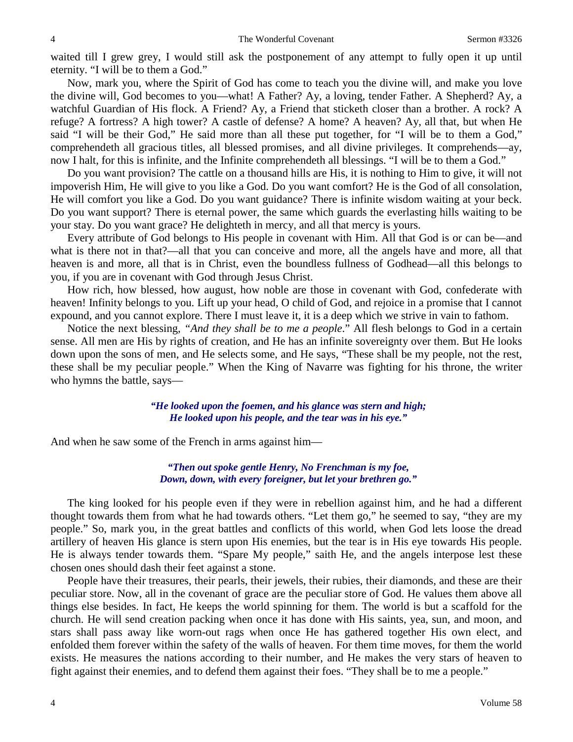waited till I grew grey, I would still ask the postponement of any attempt to fully open it up until eternity. "I will be to them a God."

Now, mark you, where the Spirit of God has come to teach you the divine will, and make you love the divine will, God becomes to you—what! A Father? Ay, a loving, tender Father. A Shepherd? Ay, a watchful Guardian of His flock. A Friend? Ay, a Friend that sticketh closer than a brother. A rock? A refuge? A fortress? A high tower? A castle of defense? A home? A heaven? Ay, all that, but when He said "I will be their God," He said more than all these put together, for "I will be to them a God," comprehendeth all gracious titles, all blessed promises, and all divine privileges. It comprehends—ay, now I halt, for this is infinite, and the Infinite comprehendeth all blessings. "I will be to them a God."

Do you want provision? The cattle on a thousand hills are His, it is nothing to Him to give, it will not impoverish Him, He will give to you like a God. Do you want comfort? He is the God of all consolation, He will comfort you like a God. Do you want guidance? There is infinite wisdom waiting at your beck. Do you want support? There is eternal power, the same which guards the everlasting hills waiting to be your stay. Do you want grace? He delighteth in mercy, and all that mercy is yours.

Every attribute of God belongs to His people in covenant with Him. All that God is or can be—and what is there not in that?—all that you can conceive and more, all the angels have and more, all that heaven is and more, all that is in Christ, even the boundless fullness of Godhead—all this belongs to you, if you are in covenant with God through Jesus Christ.

How rich, how blessed, how august, how noble are those in covenant with God, confederate with heaven! Infinity belongs to you. Lift up your head, O child of God, and rejoice in a promise that I cannot expound, and you cannot explore. There I must leave it, it is a deep which we strive in vain to fathom.

Notice the next blessing, *"And they shall be to me a people*." All flesh belongs to God in a certain sense. All men are His by rights of creation, and He has an infinite sovereignty over them. But He looks down upon the sons of men, and He selects some, and He says, "These shall be my people, not the rest, these shall be my peculiar people." When the King of Navarre was fighting for his throne, the writer who hymns the battle, says—

> ***"He looked upon the foemen, and his glance was stern and high;***
> ***He looked upon his people, and the tear was in his eye."***

And when he saw some of the French in arms against him—

> ***"Then out spoke gentle Henry, No Frenchman is my foe,***
> ***Down, down, with every foreigner, but let your brethren go."***

The king looked for his people even if they were in rebellion against him, and he had a different thought towards them from what he had towards others. "Let them go," he seemed to say, "they are my people." So, mark you, in the great battles and conflicts of this world, when God lets loose the dread artillery of heaven His glance is stern upon His enemies, but the tear is in His eye towards His people. He is always tender towards them. "Spare My people," saith He, and the angels interpose lest these chosen ones should dash their feet against a stone.

People have their treasures, their pearls, their jewels, their rubies, their diamonds, and these are their peculiar store. Now, all in the covenant of grace are the peculiar store of God. He values them above all things else besides. In fact, He keeps the world spinning for them. The world is but a scaffold for the church. He will send creation packing when once it has done with His saints, yea, sun, and moon, and stars shall pass away like worn-out rags when once He has gathered together His own elect, and enfolded them forever within the safety of the walls of heaven. For them time moves, for them the world exists. He measures the nations according to their number, and He makes the very stars of heaven to fight against their enemies, and to defend them against their foes. "They shall be to me a people."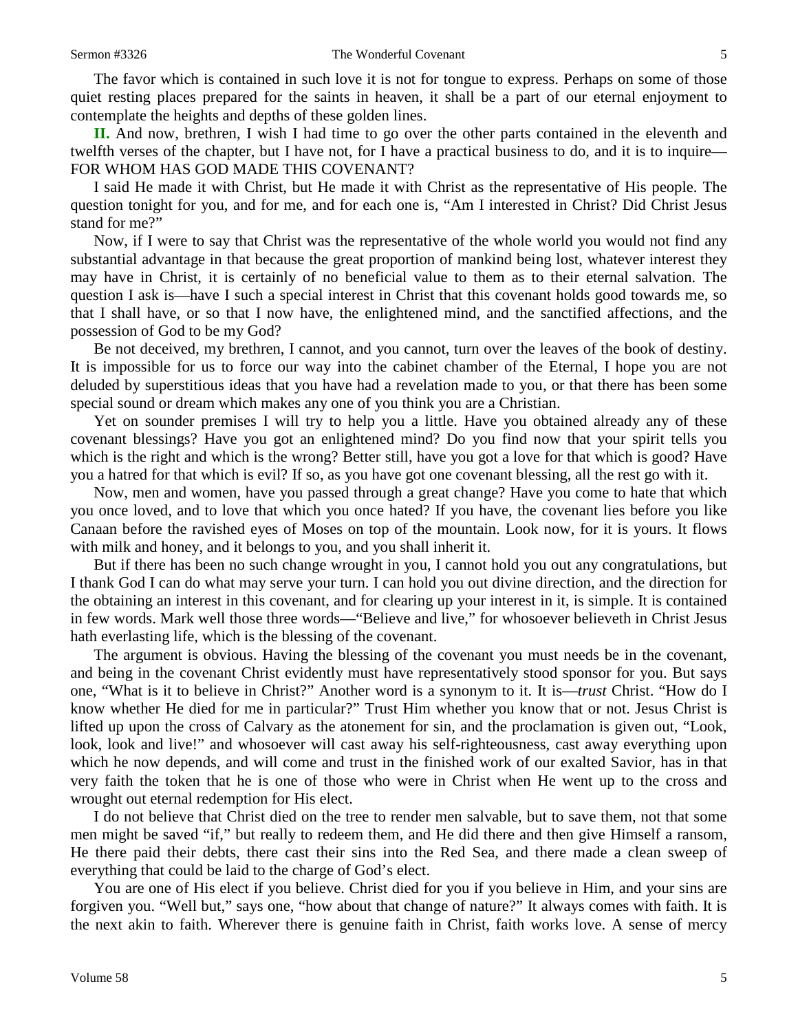The favor which is contained in such love it is not for tongue to express. Perhaps on some of those quiet resting places prepared for the saints in heaven, it shall be a part of our eternal enjoyment to contemplate the heights and depths of these golden lines.

**II.** And now, brethren, I wish I had time to go over the other parts contained in the eleventh and twelfth verses of the chapter, but I have not, for I have a practical business to do, and it is to inquire—FOR WHOM HAS GOD MADE THIS COVENANT?

I said He made it with Christ, but He made it with Christ as the representative of His people. The question tonight for you, and for me, and for each one is, "Am I interested in Christ? Did Christ Jesus stand for me?"

Now, if I were to say that Christ was the representative of the whole world you would not find any substantial advantage in that because the great proportion of mankind being lost, whatever interest they may have in Christ, it is certainly of no beneficial value to them as to their eternal salvation. The question I ask is—have I such a special interest in Christ that this covenant holds good towards me, so that I shall have, or so that I now have, the enlightened mind, and the sanctified affections, and the possession of God to be my God?

Be not deceived, my brethren, I cannot, and you cannot, turn over the leaves of the book of destiny. It is impossible for us to force our way into the cabinet chamber of the Eternal, I hope you are not deluded by superstitious ideas that you have had a revelation made to you, or that there has been some special sound or dream which makes any one of you think you are a Christian.

Yet on sounder premises I will try to help you a little. Have you obtained already any of these covenant blessings? Have you got an enlightened mind? Do you find now that your spirit tells you which is the right and which is the wrong? Better still, have you got a love for that which is good? Have you a hatred for that which is evil? If so, as you have got one covenant blessing, all the rest go with it.

Now, men and women, have you passed through a great change? Have you come to hate that which you once loved, and to love that which you once hated? If you have, the covenant lies before you like Canaan before the ravished eyes of Moses on top of the mountain. Look now, for it is yours. It flows with milk and honey, and it belongs to you, and you shall inherit it.

But if there has been no such change wrought in you, I cannot hold you out any congratulations, but I thank God I can do what may serve your turn. I can hold you out divine direction, and the direction for the obtaining an interest in this covenant, and for clearing up your interest in it, is simple. It is contained in few words. Mark well those three words—"Believe and live," for whosoever believeth in Christ Jesus hath everlasting life, which is the blessing of the covenant.

The argument is obvious. Having the blessing of the covenant you must needs be in the covenant, and being in the covenant Christ evidently must have representatively stood sponsor for you. But says one, "What is it to believe in Christ?" Another word is a synonym to it. It is—*trust* Christ. "How do I know whether He died for me in particular?" Trust Him whether you know that or not. Jesus Christ is lifted up upon the cross of Calvary as the atonement for sin, and the proclamation is given out, "Look, look, look and live!" and whosoever will cast away his self-righteousness, cast away everything upon which he now depends, and will come and trust in the finished work of our exalted Savior, has in that very faith the token that he is one of those who were in Christ when He went up to the cross and wrought out eternal redemption for His elect.

I do not believe that Christ died on the tree to render men salvable, but to save them, not that some men might be saved "if," but really to redeem them, and He did there and then give Himself a ransom, He there paid their debts, there cast their sins into the Red Sea, and there made a clean sweep of everything that could be laid to the charge of God's elect.

You are one of His elect if you believe. Christ died for you if you believe in Him, and your sins are forgiven you. "Well but," says one, "how about that change of nature?" It always comes with faith. It is the next akin to faith. Wherever there is genuine faith in Christ, faith works love. A sense of mercy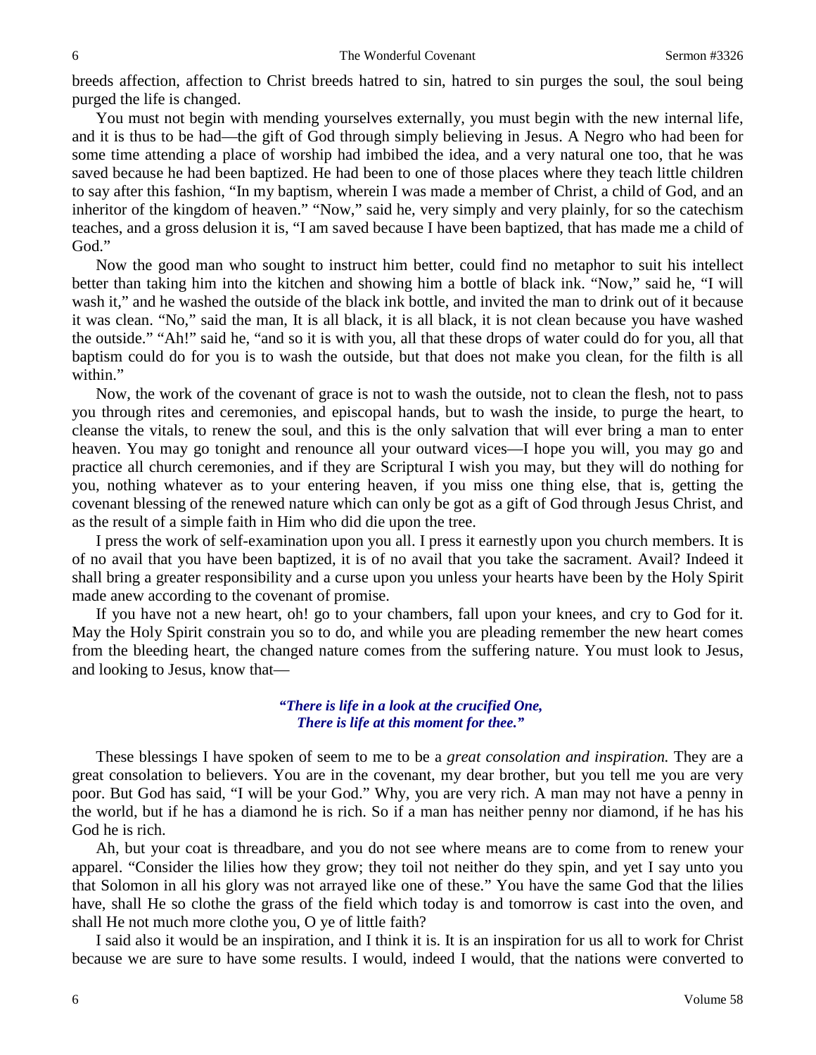breeds affection, affection to Christ breeds hatred to sin, hatred to sin purges the soul, the soul being purged the life is changed.

You must not begin with mending yourselves externally, you must begin with the new internal life, and it is thus to be had—the gift of God through simply believing in Jesus. A Negro who had been for some time attending a place of worship had imbibed the idea, and a very natural one too, that he was saved because he had been baptized. He had been to one of those places where they teach little children to say after this fashion, "In my baptism, wherein I was made a member of Christ, a child of God, and an inheritor of the kingdom of heaven." "Now," said he, very simply and very plainly, for so the catechism teaches, and a gross delusion it is, "I am saved because I have been baptized, that has made me a child of God."

Now the good man who sought to instruct him better, could find no metaphor to suit his intellect better than taking him into the kitchen and showing him a bottle of black ink. "Now," said he, "I will wash it," and he washed the outside of the black ink bottle, and invited the man to drink out of it because it was clean. "No," said the man, It is all black, it is all black, it is not clean because you have washed the outside." "Ah!" said he, "and so it is with you, all that these drops of water could do for you, all that baptism could do for you is to wash the outside, but that does not make you clean, for the filth is all within."

Now, the work of the covenant of grace is not to wash the outside, not to clean the flesh, not to pass you through rites and ceremonies, and episcopal hands, but to wash the inside, to purge the heart, to cleanse the vitals, to renew the soul, and this is the only salvation that will ever bring a man to enter heaven. You may go tonight and renounce all your outward vices—I hope you will, you may go and practice all church ceremonies, and if they are Scriptural I wish you may, but they will do nothing for you, nothing whatever as to your entering heaven, if you miss one thing else, that is, getting the covenant blessing of the renewed nature which can only be got as a gift of God through Jesus Christ, and as the result of a simple faith in Him who did die upon the tree.

I press the work of self-examination upon you all. I press it earnestly upon you church members. It is of no avail that you have been baptized, it is of no avail that you take the sacrament. Avail? Indeed it shall bring a greater responsibility and a curse upon you unless your hearts have been by the Holy Spirit made anew according to the covenant of promise.

If you have not a new heart, oh! go to your chambers, fall upon your knees, and cry to God for it. May the Holy Spirit constrain you so to do, and while you are pleading remember the new heart comes from the bleeding heart, the changed nature comes from the suffering nature. You must look to Jesus, and looking to Jesus, know that—

> ***"There is life in a look at the crucified One,***
> ***There is life at this moment for thee."***

These blessings I have spoken of seem to me to be a *great consolation and inspiration.* They are a great consolation to believers. You are in the covenant, my dear brother, but you tell me you are very poor. But God has said, "I will be your God." Why, you are very rich. A man may not have a penny in the world, but if he has a diamond he is rich. So if a man has neither penny nor diamond, if he has his God he is rich.

Ah, but your coat is threadbare, and you do not see where means are to come from to renew your apparel. "Consider the lilies how they grow; they toil not neither do they spin, and yet I say unto you that Solomon in all his glory was not arrayed like one of these." You have the same God that the lilies have, shall He so clothe the grass of the field which today is and tomorrow is cast into the oven, and shall He not much more clothe you, O ye of little faith?

I said also it would be an inspiration, and I think it is. It is an inspiration for us all to work for Christ because we are sure to have some results. I would, indeed I would, that the nations were converted to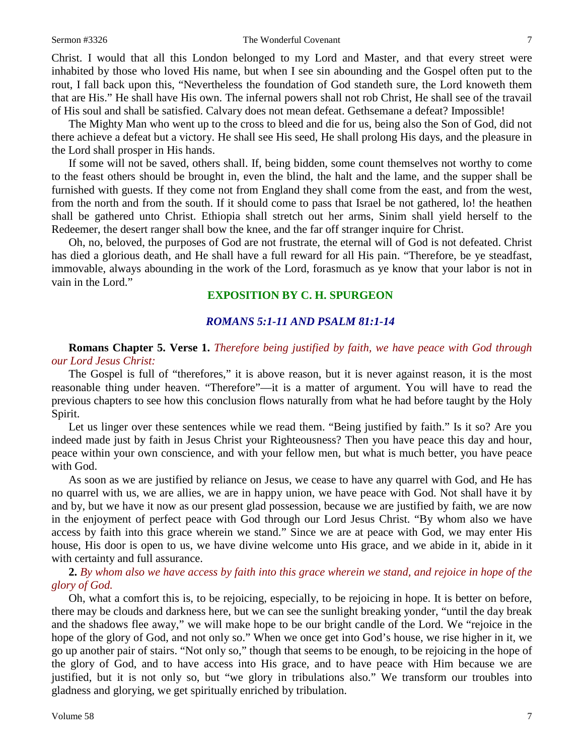Christ. I would that all this London belonged to my Lord and Master, and that every street were inhabited by those who loved His name, but when I see sin abounding and the Gospel often put to the rout, I fall back upon this, "Nevertheless the foundation of God standeth sure, the Lord knoweth them that are His." He shall have His own. The infernal powers shall not rob Christ, He shall see of the travail of His soul and shall be satisfied. Calvary does not mean defeat. Gethsemane a defeat? Impossible!

The Mighty Man who went up to the cross to bleed and die for us, being also the Son of God, did not there achieve a defeat but a victory. He shall see His seed, He shall prolong His days, and the pleasure in the Lord shall prosper in His hands.

If some will not be saved, others shall. If, being bidden, some count themselves not worthy to come to the feast others should be brought in, even the blind, the halt and the lame, and the supper shall be furnished with guests. If they come not from England they shall come from the east, and from the west, from the north and from the south. If it should come to pass that Israel be not gathered, lo! the heathen shall be gathered unto Christ. Ethiopia shall stretch out her arms, Sinim shall yield herself to the Redeemer, the desert ranger shall bow the knee, and the far off stranger inquire for Christ.

Oh, no, beloved, the purposes of God are not frustrate, the eternal will of God is not defeated. Christ has died a glorious death, and He shall have a full reward for all His pain. "Therefore, be ye steadfast, immovable, always abounding in the work of the Lord, forasmuch as ye know that your labor is not in vain in the Lord."

## EXPOSITION BY C. H. SPURGEON

### *ROMANS 5:1-11 AND PSALM 81:1-14*

**Romans Chapter 5. Verse 1.** *Therefore being justified by faith, we have peace with God through our Lord Jesus Christ:*

The Gospel is full of "therefores," it is above reason, but it is never against reason, it is the most reasonable thing under heaven. "Therefore"—it is a matter of argument. You will have to read the previous chapters to see how this conclusion flows naturally from what he had before taught by the Holy Spirit.

Let us linger over these sentences while we read them. "Being justified by faith." Is it so? Are you indeed made just by faith in Jesus Christ your Righteousness? Then you have peace this day and hour, peace within your own conscience, and with your fellow men, but what is much better, you have peace with God.

As soon as we are justified by reliance on Jesus, we cease to have any quarrel with God, and He has no quarrel with us, we are allies, we are in happy union, we have peace with God. Not shall have it by and by, but we have it now as our present glad possession, because we are justified by faith, we are now in the enjoyment of perfect peace with God through our Lord Jesus Christ. "By whom also we have access by faith into this grace wherein we stand." Since we are at peace with God, we may enter His house, His door is open to us, we have divine welcome unto His grace, and we abide in it, abide in it with certainty and full assurance.

**2.** *By whom also we have access by faith into this grace wherein we stand, and rejoice in hope of the glory of God.*

Oh, what a comfort this is, to be rejoicing, especially, to be rejoicing in hope. It is better on before, there may be clouds and darkness here, but we can see the sunlight breaking yonder, "until the day break and the shadows flee away," we will make hope to be our bright candle of the Lord. We "rejoice in the hope of the glory of God, and not only so." When we once get into God's house, we rise higher in it, we go up another pair of stairs. "Not only so," though that seems to be enough, to be rejoicing in the hope of the glory of God, and to have access into His grace, and to have peace with Him because we are justified, but it is not only so, but "we glory in tribulations also." We transform our troubles into gladness and glorying, we get spiritually enriched by tribulation.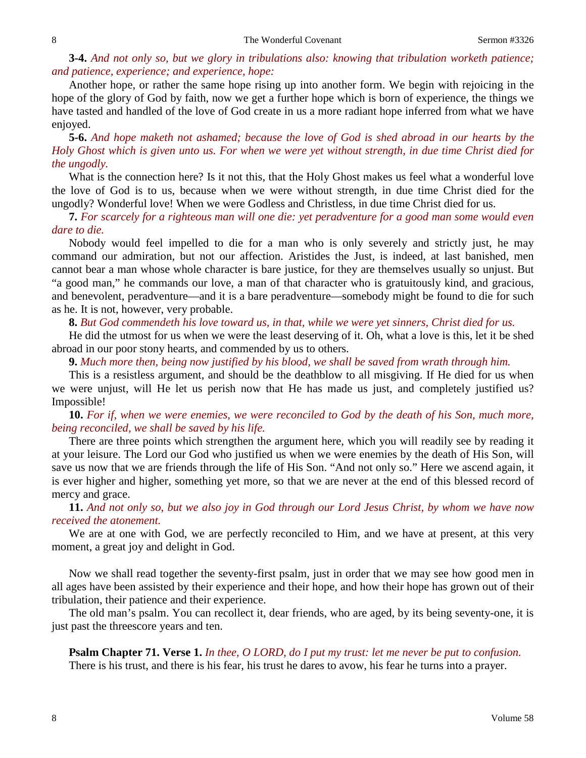**3-4.** *And not only so, but we glory in tribulations also: knowing that tribulation worketh patience; and patience, experience; and experience, hope:*

Another hope, or rather the same hope rising up into another form. We begin with rejoicing in the hope of the glory of God by faith, now we get a further hope which is born of experience, the things we have tasted and handled of the love of God create in us a more radiant hope inferred from what we have enjoyed.

**5-6.** *And hope maketh not ashamed; because the love of God is shed abroad in our hearts by the Holy Ghost which is given unto us. For when we were yet without strength, in due time Christ died for the ungodly.*

What is the connection here? Is it not this, that the Holy Ghost makes us feel what a wonderful love the love of God is to us, because when we were without strength, in due time Christ died for the ungodly? Wonderful love! When we were Godless and Christless, in due time Christ died for us.

**7.** *For scarcely for a righteous man will one die: yet peradventure for a good man some would even dare to die.*

Nobody would feel impelled to die for a man who is only severely and strictly just, he may command our admiration, but not our affection. Aristides the Just, is indeed, at last banished, men cannot bear a man whose whole character is bare justice, for they are themselves usually so unjust. But "a good man," he commands our love, a man of that character who is gratuitously kind, and gracious, and benevolent, peradventure—and it is a bare peradventure—somebody might be found to die for such as he. It is not, however, very probable.

**8.** *But God commendeth his love toward us, in that, while we were yet sinners, Christ died for us.*

He did the utmost for us when we were the least deserving of it. Oh, what a love is this, let it be shed abroad in our poor stony hearts, and commended by us to others.

**9.** *Much more then, being now justified by his blood, we shall be saved from wrath through him.*

This is a resistless argument, and should be the deathblow to all misgiving. If He died for us when we were unjust, will He let us perish now that He has made us just, and completely justified us? Impossible!

**10.** *For if, when we were enemies, we were reconciled to God by the death of his Son, much more, being reconciled, we shall be saved by his life.*

There are three points which strengthen the argument here, which you will readily see by reading it at your leisure. The Lord our God who justified us when we were enemies by the death of His Son, will save us now that we are friends through the life of His Son. "And not only so." Here we ascend again, it is ever higher and higher, something yet more, so that we are never at the end of this blessed record of mercy and grace.

**11.** *And not only so, but we also joy in God through our Lord Jesus Christ, by whom we have now received the atonement.*

We are at one with God, we are perfectly reconciled to Him, and we have at present, at this very moment, a great joy and delight in God.

Now we shall read together the seventy-first psalm, just in order that we may see how good men in all ages have been assisted by their experience and their hope, and how their hope has grown out of their tribulation, their patience and their experience.

The old man's psalm. You can recollect it, dear friends, who are aged, by its being seventy-one, it is just past the threescore years and ten.

**Psalm Chapter 71. Verse 1.** *In thee, O LORD, do I put my trust: let me never be put to confusion.*

There is his trust, and there is his fear, his trust he dares to avow, his fear he turns into a prayer.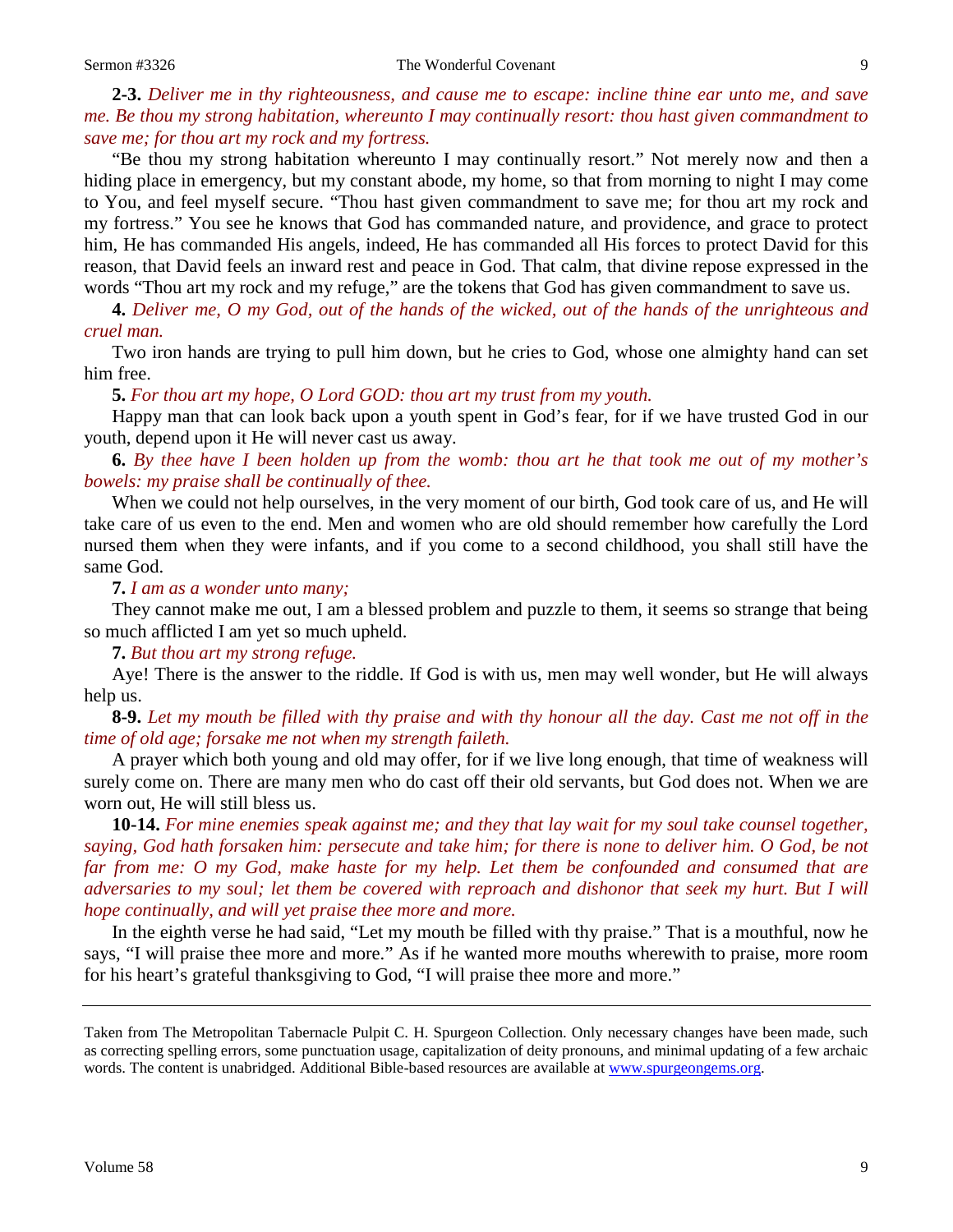**2-3.** *Deliver me in thy righteousness, and cause me to escape: incline thine ear unto me, and save me. Be thou my strong habitation, whereunto I may continually resort: thou hast given commandment to save me; for thou art my rock and my fortress.*

"Be thou my strong habitation whereunto I may continually resort." Not merely now and then a hiding place in emergency, but my constant abode, my home, so that from morning to night I may come to You, and feel myself secure. "Thou hast given commandment to save me; for thou art my rock and my fortress." You see he knows that God has commanded nature, and providence, and grace to protect him, He has commanded His angels, indeed, He has commanded all His forces to protect David for this reason, that David feels an inward rest and peace in God. That calm, that divine repose expressed in the words "Thou art my rock and my refuge," are the tokens that God has given commandment to save us.

**4.** *Deliver me, O my God, out of the hands of the wicked, out of the hands of the unrighteous and cruel man.*

Two iron hands are trying to pull him down, but he cries to God, whose one almighty hand can set him free.

**5.** *For thou art my hope, O Lord GOD: thou art my trust from my youth.*

Happy man that can look back upon a youth spent in God's fear, for if we have trusted God in our youth, depend upon it He will never cast us away.

**6.** *By thee have I been holden up from the womb: thou art he that took me out of my mother's bowels: my praise shall be continually of thee.*

When we could not help ourselves, in the very moment of our birth, God took care of us, and He will take care of us even to the end. Men and women who are old should remember how carefully the Lord nursed them when they were infants, and if you come to a second childhood, you shall still have the same God.

**7.** *I am as a wonder unto many;*

They cannot make me out, I am a blessed problem and puzzle to them, it seems so strange that being so much afflicted I am yet so much upheld.

**7.** *But thou art my strong refuge.*

Aye! There is the answer to the riddle. If God is with us, men may well wonder, but He will always help us.

**8-9.** *Let my mouth be filled with thy praise and with thy honour all the day. Cast me not off in the time of old age; forsake me not when my strength faileth.*

A prayer which both young and old may offer, for if we live long enough, that time of weakness will surely come on. There are many men who do cast off their old servants, but God does not. When we are worn out, He will still bless us.

**10-14.** *For mine enemies speak against me; and they that lay wait for my soul take counsel together, saying, God hath forsaken him: persecute and take him; for there is none to deliver him. O God, be not far from me: O my God, make haste for my help. Let them be confounded and consumed that are adversaries to my soul; let them be covered with reproach and dishonor that seek my hurt. But I will hope continually, and will yet praise thee more and more.*

In the eighth verse he had said, "Let my mouth be filled with thy praise." That is a mouthful, now he says, "I will praise thee more and more." As if he wanted more mouths wherewith to praise, more room for his heart's grateful thanksgiving to God, "I will praise thee more and more."

---

Taken from The Metropolitan Tabernacle Pulpit C. H. Spurgeon Collection. Only necessary changes have been made, such as correcting spelling errors, some punctuation usage, capitalization of deity pronouns, and minimal updating of a few archaic words. The content is unabridged. Additional Bible-based resources are available at www.spurgeongems.org.